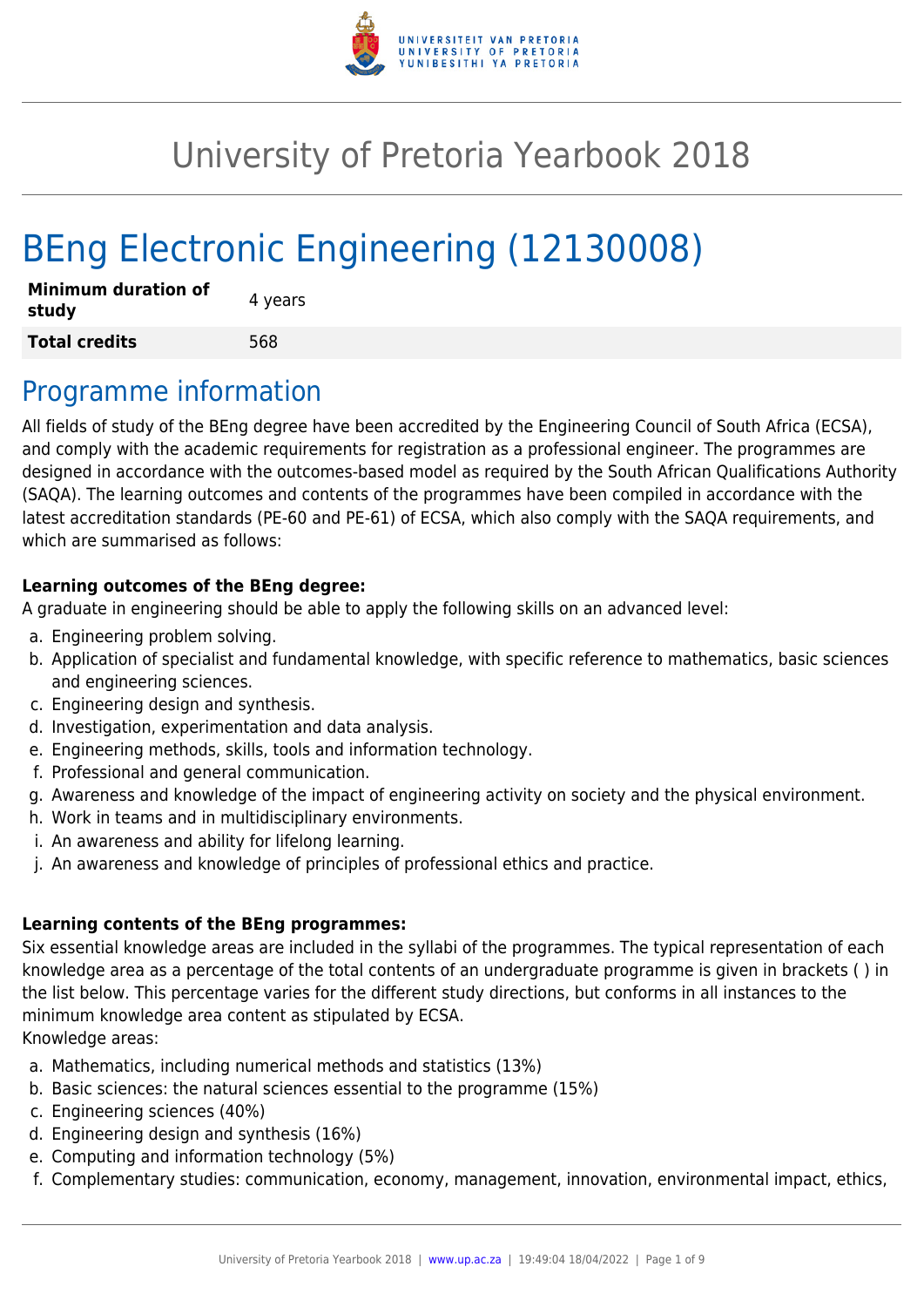# University of Pretoria Yearbook 2018

# BEng Electronic Engineering (12130008)

| **Minimum duration of study** | 4 years |
|---|---|
| **Total credits** | 568 |

## Programme information

All fields of study of the BEng degree have been accredited by the Engineering Council of South Africa (ECSA), and comply with the academic requirements for registration as a professional engineer. The programmes are designed in accordance with the outcomes-based model as required by the South African Qualifications Authority (SAQA). The learning outcomes and contents of the programmes have been compiled in accordance with the latest accreditation standards (PE-60 and PE-61) of ECSA, which also comply with the SAQA requirements, and which are summarised as follows:

**Learning outcomes of the BEng degree:**
A graduate in engineering should be able to apply the following skills on an advanced level:

a. Engineering problem solving.
b. Application of specialist and fundamental knowledge, with specific reference to mathematics, basic sciences and engineering sciences.
c. Engineering design and synthesis.
d. Investigation, experimentation and data analysis.
e. Engineering methods, skills, tools and information technology.
f. Professional and general communication.
g. Awareness and knowledge of the impact of engineering activity on society and the physical environment.
h. Work in teams and in multidisciplinary environments.
i. An awareness and ability for lifelong learning.
j. An awareness and knowledge of principles of professional ethics and practice.

**Learning contents of the BEng programmes:**
Six essential knowledge areas are included in the syllabi of the programmes. The typical representation of each knowledge area as a percentage of the total contents of an undergraduate programme is given in brackets ( ) in the list below. This percentage varies for the different study directions, but conforms in all instances to the minimum knowledge area content as stipulated by ECSA.
Knowledge areas:

a. Mathematics, including numerical methods and statistics (13%)
b. Basic sciences: the natural sciences essential to the programme (15%)
c. Engineering sciences (40%)
d. Engineering design and synthesis (16%)
e. Computing and information technology (5%)
f. Complementary studies: communication, economy, management, innovation, environmental impact, ethics,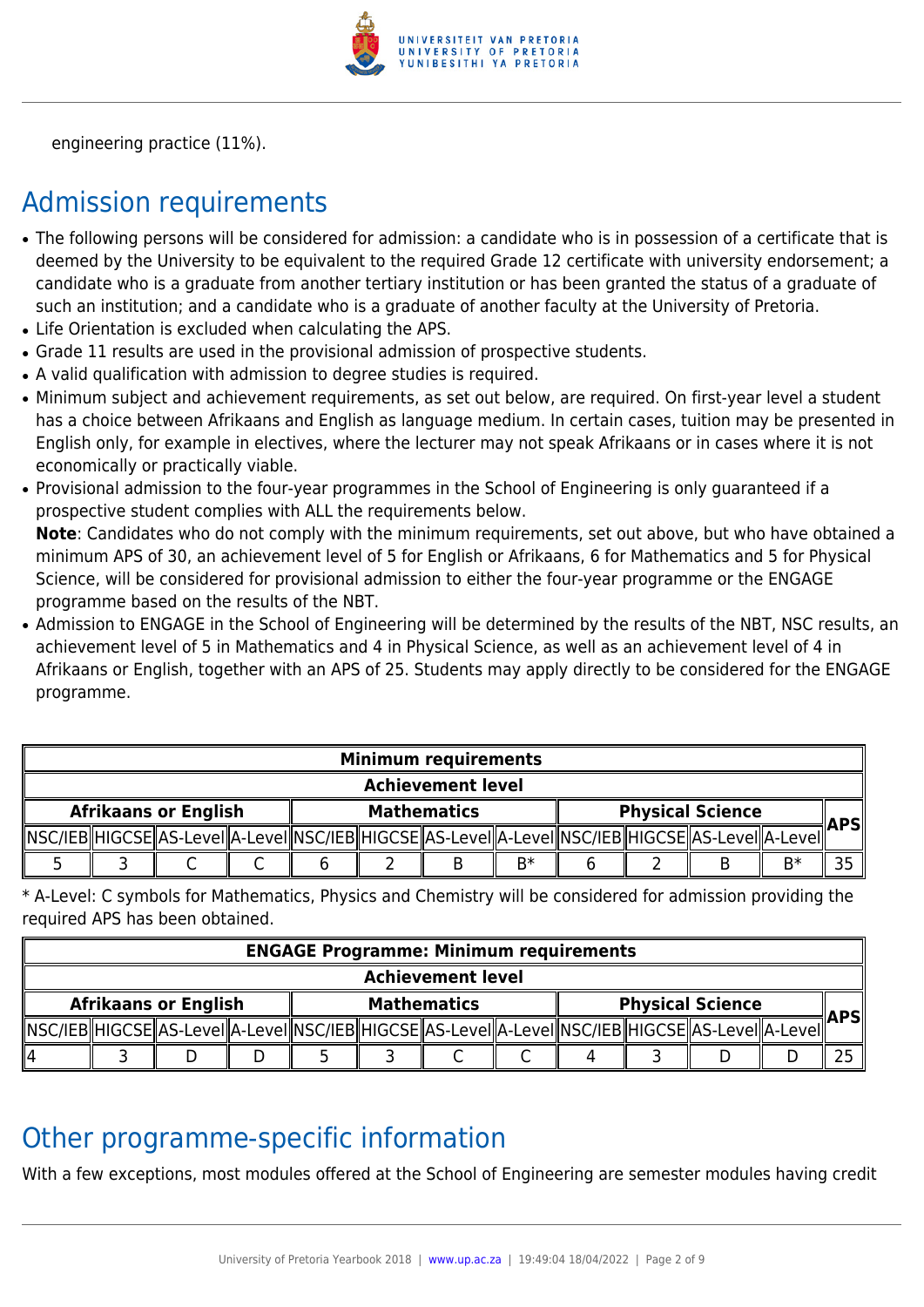engineering practice (11%).

## Admission requirements

- The following persons will be considered for admission: a candidate who is in possession of a certificate that is deemed by the University to be equivalent to the required Grade 12 certificate with university endorsement; a candidate who is a graduate from another tertiary institution or has been granted the status of a graduate of such an institution; and a candidate who is a graduate of another faculty at the University of Pretoria.
- Life Orientation is excluded when calculating the APS.
- Grade 11 results are used in the provisional admission of prospective students.
- A valid qualification with admission to degree studies is required.
- Minimum subject and achievement requirements, as set out below, are required. On first-year level a student has a choice between Afrikaans and English as language medium. In certain cases, tuition may be presented in English only, for example in electives, where the lecturer may not speak Afrikaans or in cases where it is not economically or practically viable.
- Provisional admission to the four-year programmes in the School of Engineering is only guaranteed if a prospective student complies with ALL the requirements below.
  **Note**: Candidates who do not comply with the minimum requirements, set out above, but who have obtained a minimum APS of 30, an achievement level of 5 for English or Afrikaans, 6 for Mathematics and 5 for Physical Science, will be considered for provisional admission to either the four-year programme or the ENGAGE programme based on the results of the NBT.
- Admission to ENGAGE in the School of Engineering will be determined by the results of the NBT, NSC results, an achievement level of 5 in Mathematics and 4 in Physical Science, as well as an achievement level of 4 in Afrikaans or English, together with an APS of 25. Students may apply directly to be considered for the ENGAGE programme.

| Minimum requirements | | | | | | | | | | | | |
|---|---|---|---|---|---|---|---|---|---|---|---|---|
| Achievement level | | | | | | | | | | | | |
| Afrikaans or English | | | | Mathematics | | | | Physical Science | | | | APS |
| NSC/IEB | HIGCSE | AS-Level | A-Level | NSC/IEB | HIGCSE | AS-Level | A-Level | NSC/IEB | HIGCSE | AS-Level | A-Level | |
| 5 | 3 | C | C | 6 | 2 | B | B* | 6 | 2 | B | B* | 35 |

* A-Level: C symbols for Mathematics, Physics and Chemistry will be considered for admission providing the required APS has been obtained.

| ENGAGE Programme: Minimum requirements | | | | | | | | | | | | |
|---|---|---|---|---|---|---|---|---|---|---|---|---|
| Achievement level | | | | | | | | | | | | |
| Afrikaans or English | | | | Mathematics | | | | Physical Science | | | | APS |
| NSC/IEB | HIGCSE | AS-Level | A-Level | NSC/IEB | HIGCSE | AS-Level | A-Level | NSC/IEB | HIGCSE | AS-Level | A-Level | |
| 4 | 3 | D | D | 5 | 3 | C | C | 4 | 3 | D | D | 25 |

## Other programme-specific information

With a few exceptions, most modules offered at the School of Engineering are semester modules having credit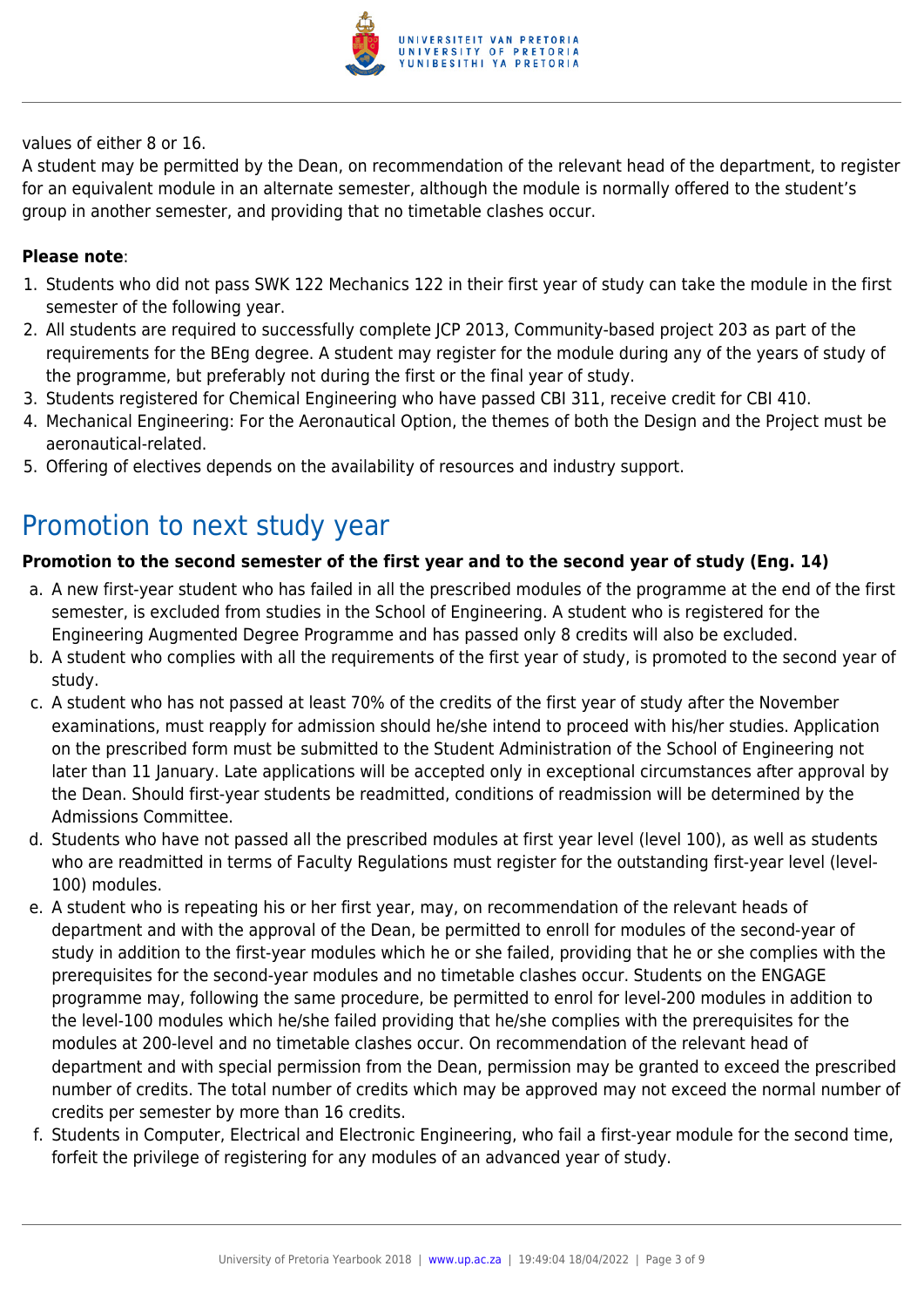values of either 8 or 16.

A student may be permitted by the Dean, on recommendation of the relevant head of the department, to register for an equivalent module in an alternate semester, although the module is normally offered to the student's group in another semester, and providing that no timetable clashes occur.

**Please note**:

1. Students who did not pass SWK 122 Mechanics 122 in their first year of study can take the module in the first semester of the following year.
2. All students are required to successfully complete JCP 2013, Community-based project 203 as part of the requirements for the BEng degree. A student may register for the module during any of the years of study of the programme, but preferably not during the first or the final year of study.
3. Students registered for Chemical Engineering who have passed CBI 311, receive credit for CBI 410.
4. Mechanical Engineering: For the Aeronautical Option, the themes of both the Design and the Project must be aeronautical-related.
5. Offering of electives depends on the availability of resources and industry support.

## Promotion to next study year

**Promotion to the second semester of the first year and to the second year of study (Eng. 14)**

a. A new first-year student who has failed in all the prescribed modules of the programme at the end of the first semester, is excluded from studies in the School of Engineering. A student who is registered for the Engineering Augmented Degree Programme and has passed only 8 credits will also be excluded.
b. A student who complies with all the requirements of the first year of study, is promoted to the second year of study.
c. A student who has not passed at least 70% of the credits of the first year of study after the November examinations, must reapply for admission should he/she intend to proceed with his/her studies. Application on the prescribed form must be submitted to the Student Administration of the School of Engineering not later than 11 January. Late applications will be accepted only in exceptional circumstances after approval by the Dean. Should first-year students be readmitted, conditions of readmission will be determined by the Admissions Committee.
d. Students who have not passed all the prescribed modules at first year level (level 100), as well as students who are readmitted in terms of Faculty Regulations must register for the outstanding first-year level (level-100) modules.
e. A student who is repeating his or her first year, may, on recommendation of the relevant heads of department and with the approval of the Dean, be permitted to enroll for modules of the second-year of study in addition to the first-year modules which he or she failed, providing that he or she complies with the prerequisites for the second-year modules and no timetable clashes occur. Students on the ENGAGE programme may, following the same procedure, be permitted to enrol for level-200 modules in addition to the level-100 modules which he/she failed providing that he/she complies with the prerequisites for the modules at 200-level and no timetable clashes occur. On recommendation of the relevant head of department and with special permission from the Dean, permission may be granted to exceed the prescribed number of credits. The total number of credits which may be approved may not exceed the normal number of credits per semester by more than 16 credits.
f. Students in Computer, Electrical and Electronic Engineering, who fail a first-year module for the second time, forfeit the privilege of registering for any modules of an advanced year of study.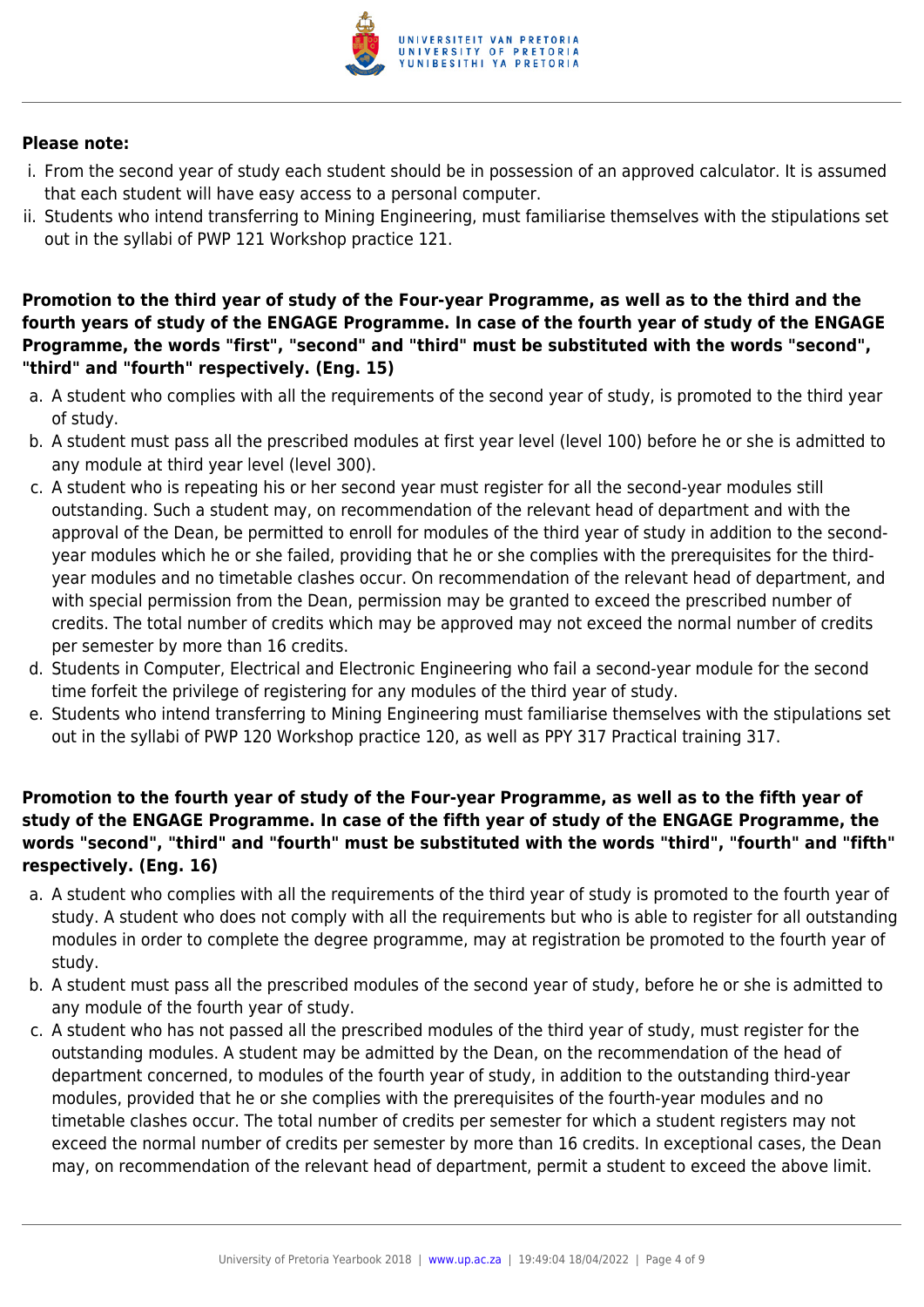**Please note:**

i. From the second year of study each student should be in possession of an approved calculator. It is assumed that each student will have easy access to a personal computer.
ii. Students who intend transferring to Mining Engineering, must familiarise themselves with the stipulations set out in the syllabi of PWP 121 Workshop practice 121.

**Promotion to the third year of study of the Four-year Programme, as well as to the third and the fourth years of study of the ENGAGE Programme. In case of the fourth year of study of the ENGAGE Programme, the words "first", "second" and "third" must be substituted with the words "second", "third" and "fourth" respectively. (Eng. 15)**

a. A student who complies with all the requirements of the second year of study, is promoted to the third year of study.
b. A student must pass all the prescribed modules at first year level (level 100) before he or she is admitted to any module at third year level (level 300).
c. A student who is repeating his or her second year must register for all the second-year modules still outstanding. Such a student may, on recommendation of the relevant head of department and with the approval of the Dean, be permitted to enroll for modules of the third year of study in addition to the second-year modules which he or she failed, providing that he or she complies with the prerequisites for the third-year modules and no timetable clashes occur. On recommendation of the relevant head of department, and with special permission from the Dean, permission may be granted to exceed the prescribed number of credits. The total number of credits which may be approved may not exceed the normal number of credits per semester by more than 16 credits.
d. Students in Computer, Electrical and Electronic Engineering who fail a second-year module for the second time forfeit the privilege of registering for any modules of the third year of study.
e. Students who intend transferring to Mining Engineering must familiarise themselves with the stipulations set out in the syllabi of PWP 120 Workshop practice 120, as well as PPY 317 Practical training 317.

**Promotion to the fourth year of study of the Four-year Programme, as well as to the fifth year of study of the ENGAGE Programme. In case of the fifth year of study of the ENGAGE Programme, the words "second", "third" and "fourth" must be substituted with the words "third", "fourth" and "fifth" respectively. (Eng. 16)**

a. A student who complies with all the requirements of the third year of study is promoted to the fourth year of study. A student who does not comply with all the requirements but who is able to register for all outstanding modules in order to complete the degree programme, may at registration be promoted to the fourth year of study.
b. A student must pass all the prescribed modules of the second year of study, before he or she is admitted to any module of the fourth year of study.
c. A student who has not passed all the prescribed modules of the third year of study, must register for the outstanding modules. A student may be admitted by the Dean, on the recommendation of the head of department concerned, to modules of the fourth year of study, in addition to the outstanding third-year modules, provided that he or she complies with the prerequisites of the fourth-year modules and no timetable clashes occur. The total number of credits per semester for which a student registers may not exceed the normal number of credits per semester by more than 16 credits. In exceptional cases, the Dean may, on recommendation of the relevant head of department, permit a student to exceed the above limit.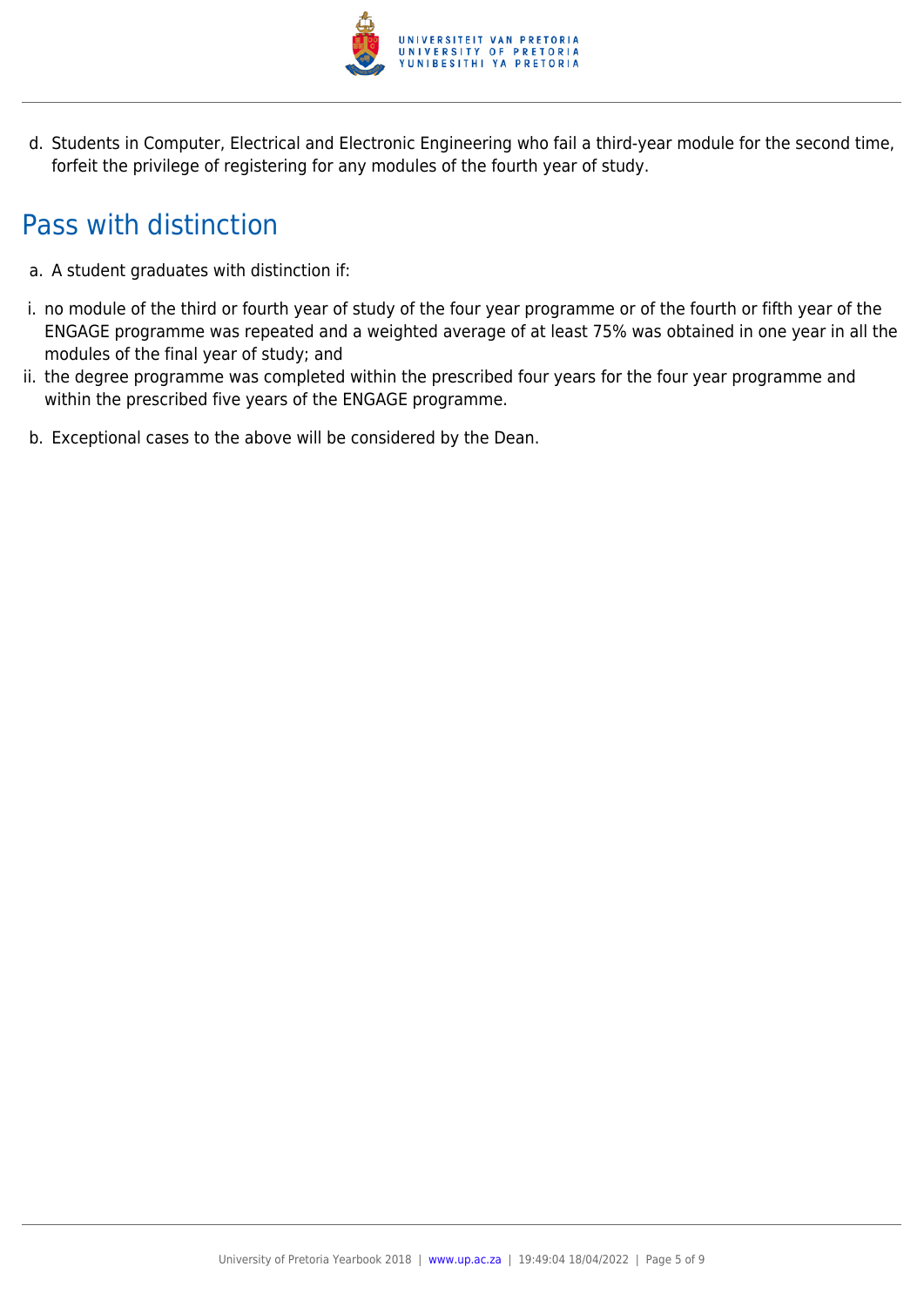d. Students in Computer, Electrical and Electronic Engineering who fail a third-year module for the second time, forfeit the privilege of registering for any modules of the fourth year of study.

## Pass with distinction

a. A student graduates with distinction if:

i. no module of the third or fourth year of study of the four year programme or of the fourth or fifth year of the ENGAGE programme was repeated and a weighted average of at least 75% was obtained in one year in all the modules of the final year of study; and

ii. the degree programme was completed within the prescribed four years for the four year programme and within the prescribed five years of the ENGAGE programme.

b. Exceptional cases to the above will be considered by the Dean.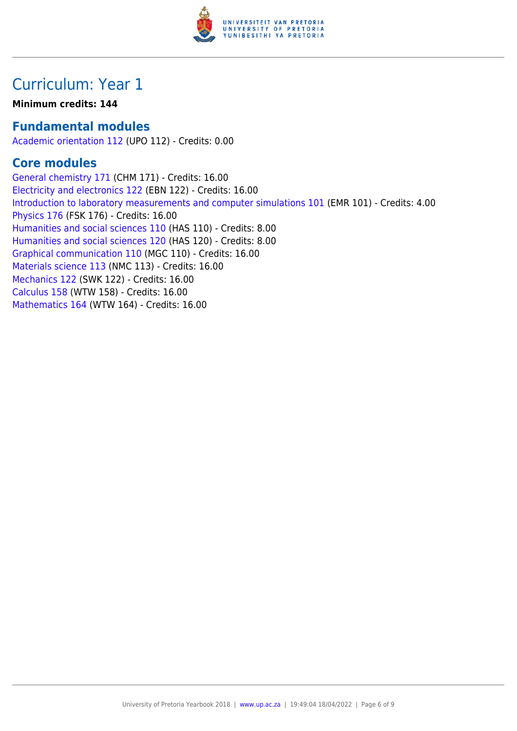# Curriculum: Year 1

**Minimum credits: 144**

## Fundamental modules

Academic orientation 112 (UPO 112) - Credits: 0.00

## Core modules

General chemistry 171 (CHM 171) - Credits: 16.00
Electricity and electronics 122 (EBN 122) - Credits: 16.00
Introduction to laboratory measurements and computer simulations 101 (EMR 101) - Credits: 4.00
Physics 176 (FSK 176) - Credits: 16.00
Humanities and social sciences 110 (HAS 110) - Credits: 8.00
Humanities and social sciences 120 (HAS 120) - Credits: 8.00
Graphical communication 110 (MGC 110) - Credits: 16.00
Materials science 113 (NMC 113) - Credits: 16.00
Mechanics 122 (SWK 122) - Credits: 16.00
Calculus 158 (WTW 158) - Credits: 16.00
Mathematics 164 (WTW 164) - Credits: 16.00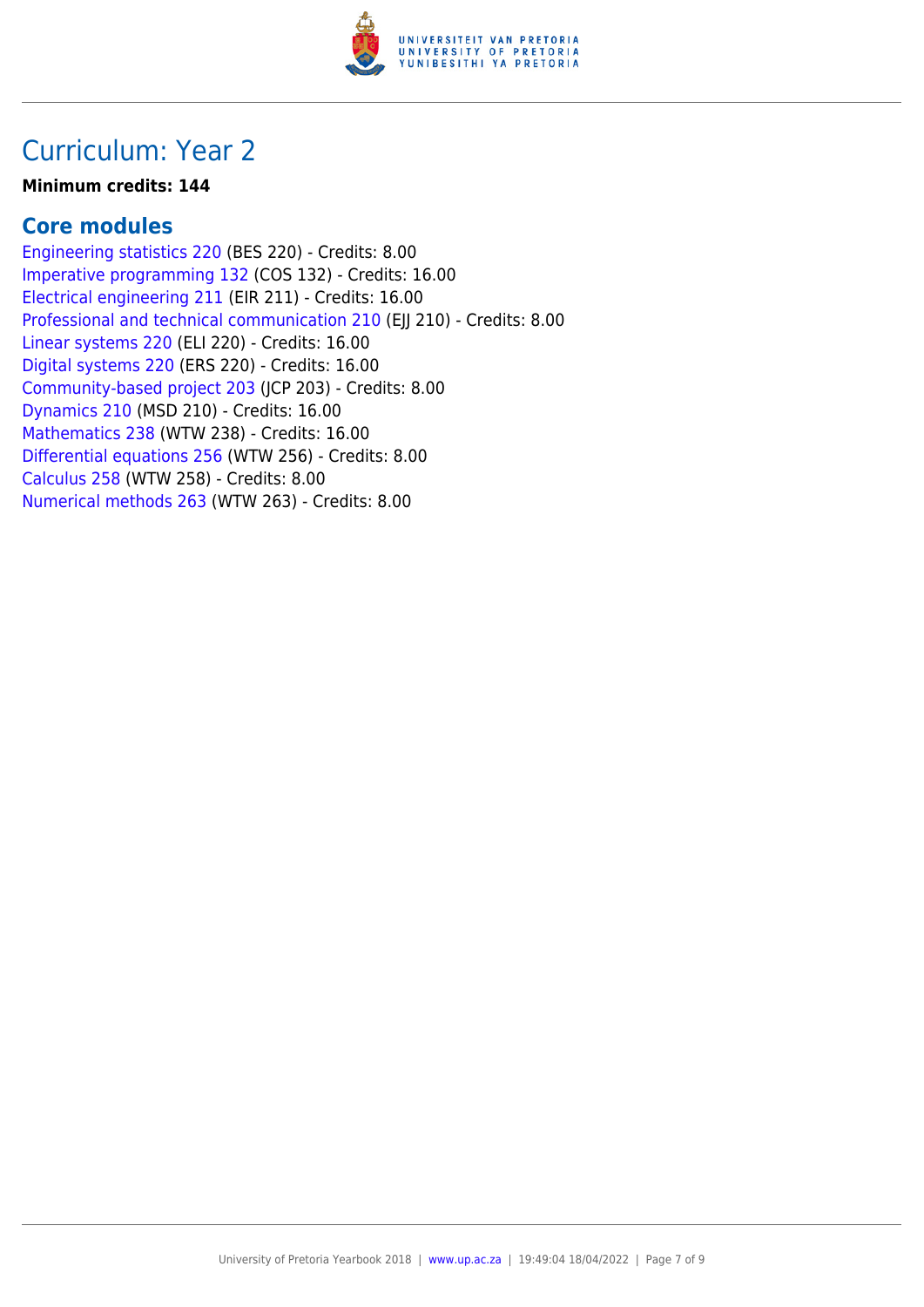# Curriculum: Year 2

**Minimum credits: 144**

## Core modules

Engineering statistics 220 (BES 220) - Credits: 8.00
Imperative programming 132 (COS 132) - Credits: 16.00
Electrical engineering 211 (EIR 211) - Credits: 16.00
Professional and technical communication 210 (EJJ 210) - Credits: 8.00
Linear systems 220 (ELI 220) - Credits: 16.00
Digital systems 220 (ERS 220) - Credits: 16.00
Community-based project 203 (JCP 203) - Credits: 8.00
Dynamics 210 (MSD 210) - Credits: 16.00
Mathematics 238 (WTW 238) - Credits: 16.00
Differential equations 256 (WTW 256) - Credits: 8.00
Calculus 258 (WTW 258) - Credits: 8.00
Numerical methods 263 (WTW 263) - Credits: 8.00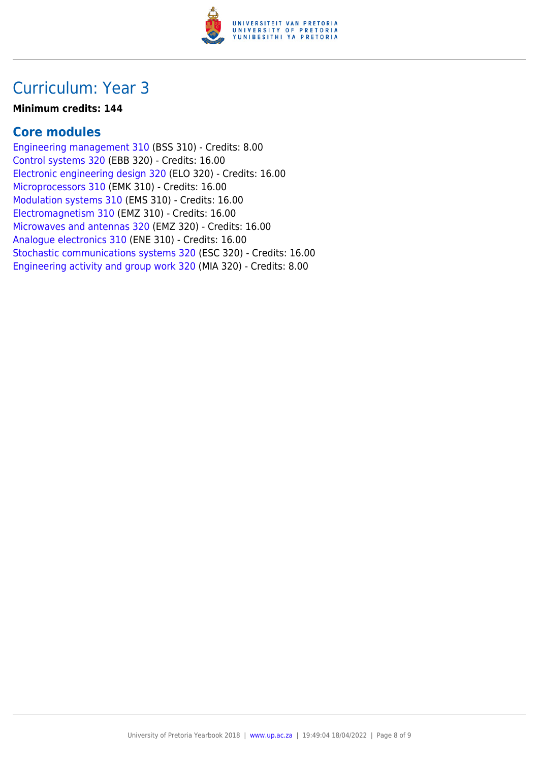# Curriculum: Year 3

**Minimum credits: 144**

## Core modules

Engineering management 310 (BSS 310) - Credits: 8.00
Control systems 320 (EBB 320) - Credits: 16.00
Electronic engineering design 320 (ELO 320) - Credits: 16.00
Microprocessors 310 (EMK 310) - Credits: 16.00
Modulation systems 310 (EMS 310) - Credits: 16.00
Electromagnetism 310 (EMZ 310) - Credits: 16.00
Microwaves and antennas 320 (EMZ 320) - Credits: 16.00
Analogue electronics 310 (ENE 310) - Credits: 16.00
Stochastic communications systems 320 (ESC 320) - Credits: 16.00
Engineering activity and group work 320 (MIA 320) - Credits: 8.00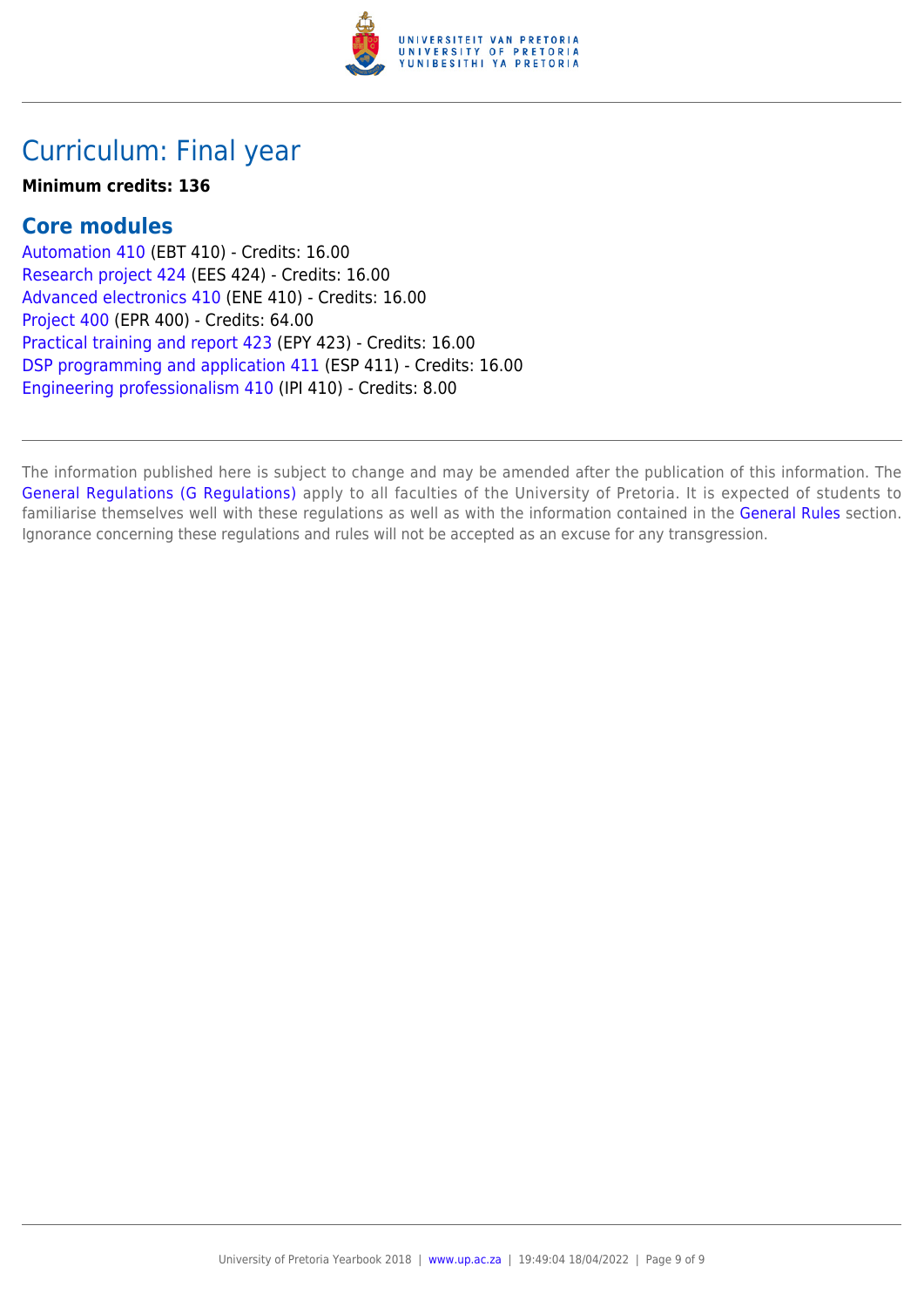# Curriculum: Final year

**Minimum credits: 136**

## Core modules

Automation 410 (EBT 410) - Credits: 16.00
Research project 424 (EES 424) - Credits: 16.00
Advanced electronics 410 (ENE 410) - Credits: 16.00
Project 400 (EPR 400) - Credits: 64.00
Practical training and report 423 (EPY 423) - Credits: 16.00
DSP programming and application 411 (ESP 411) - Credits: 16.00
Engineering professionalism 410 (IPI 410) - Credits: 8.00

The information published here is subject to change and may be amended after the publication of this information. The General Regulations (G Regulations) apply to all faculties of the University of Pretoria. It is expected of students to familiarise themselves well with these regulations as well as with the information contained in the General Rules section. Ignorance concerning these regulations and rules will not be accepted as an excuse for any transgression.